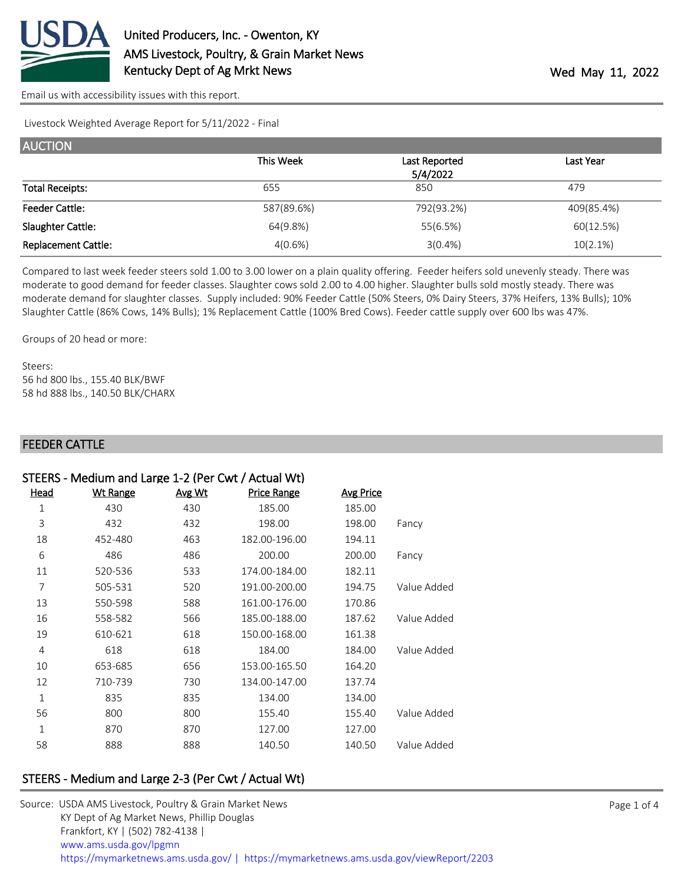United Producers, Inc. - Owenton, KY
AMS Livestock, Poultry, & Grain Market News
Kentucky Dept of Ag Mrkt News

Wed May 11, 2022

Email us with accessibility issues with this report.

Livestock Weighted Average Report for 5/11/2022 - Final

## AUCTION

| | This Week | Last Reported 5/4/2022 | Last Year |
|---|---|---|---|
| Total Receipts: | 655 | 850 | 479 |
| Feeder Cattle: | 587(89.6%) | 792(93.2%) | 409(85.4%) |
| Slaughter Cattle: | 64(9.8%) | 55(6.5%) | 60(12.5%) |
| Replacement Cattle: | 4(0.6%) | 3(0.4%) | 10(2.1%) |

Compared to last week feeder steers sold 1.00 to 3.00 lower on a plain quality offering. Feeder heifers sold unevenly steady. There was moderate to good demand for feeder classes. Slaughter cows sold 2.00 to 4.00 higher. Slaughter bulls sold mostly steady. There was moderate demand for slaughter classes. Supply included: 90% Feeder Cattle (50% Steers, 0% Dairy Steers, 37% Heifers, 13% Bulls); 10% Slaughter Cattle (86% Cows, 14% Bulls); 1% Replacement Cattle (100% Bred Cows). Feeder cattle supply over 600 lbs was 47%.

Groups of 20 head or more:

Steers:
56 hd 800 lbs., 155.40 BLK/BWF
58 hd 888 lbs., 140.50 BLK/CHARX

## FEEDER CATTLE

### STEERS - Medium and Large 1-2 (Per Cwt / Actual Wt)

| Head | Wt Range | Avg Wt | Price Range | Avg Price | |
|---|---|---|---|---|---|
| 1 | 430 | 430 | 185.00 | 185.00 | |
| 3 | 432 | 432 | 198.00 | 198.00 | Fancy |
| 18 | 452-480 | 463 | 182.00-196.00 | 194.11 | |
| 6 | 486 | 486 | 200.00 | 200.00 | Fancy |
| 11 | 520-536 | 533 | 174.00-184.00 | 182.11 | |
| 7 | 505-531 | 520 | 191.00-200.00 | 194.75 | Value Added |
| 13 | 550-598 | 588 | 161.00-176.00 | 170.86 | |
| 16 | 558-582 | 566 | 185.00-188.00 | 187.62 | Value Added |
| 19 | 610-621 | 618 | 150.00-168.00 | 161.38 | |
| 4 | 618 | 618 | 184.00 | 184.00 | Value Added |
| 10 | 653-685 | 656 | 153.00-165.50 | 164.20 | |
| 12 | 710-739 | 730 | 134.00-147.00 | 137.74 | |
| 1 | 835 | 835 | 134.00 | 134.00 | |
| 56 | 800 | 800 | 155.40 | 155.40 | Value Added |
| 1 | 870 | 870 | 127.00 | 127.00 | |
| 58 | 888 | 888 | 140.50 | 140.50 | Value Added |

### STEERS - Medium and Large 2-3 (Per Cwt / Actual Wt)

Source: USDA AMS Livestock, Poultry & Grain Market News
KY Dept of Ag Market News, Phillip Douglas
Frankfort, KY | (502) 782-4138 |
www.ams.usda.gov/lpgmn
https://mymarketnews.ams.usda.gov/ | https://mymarketnews.ams.usda.gov/viewReport/2203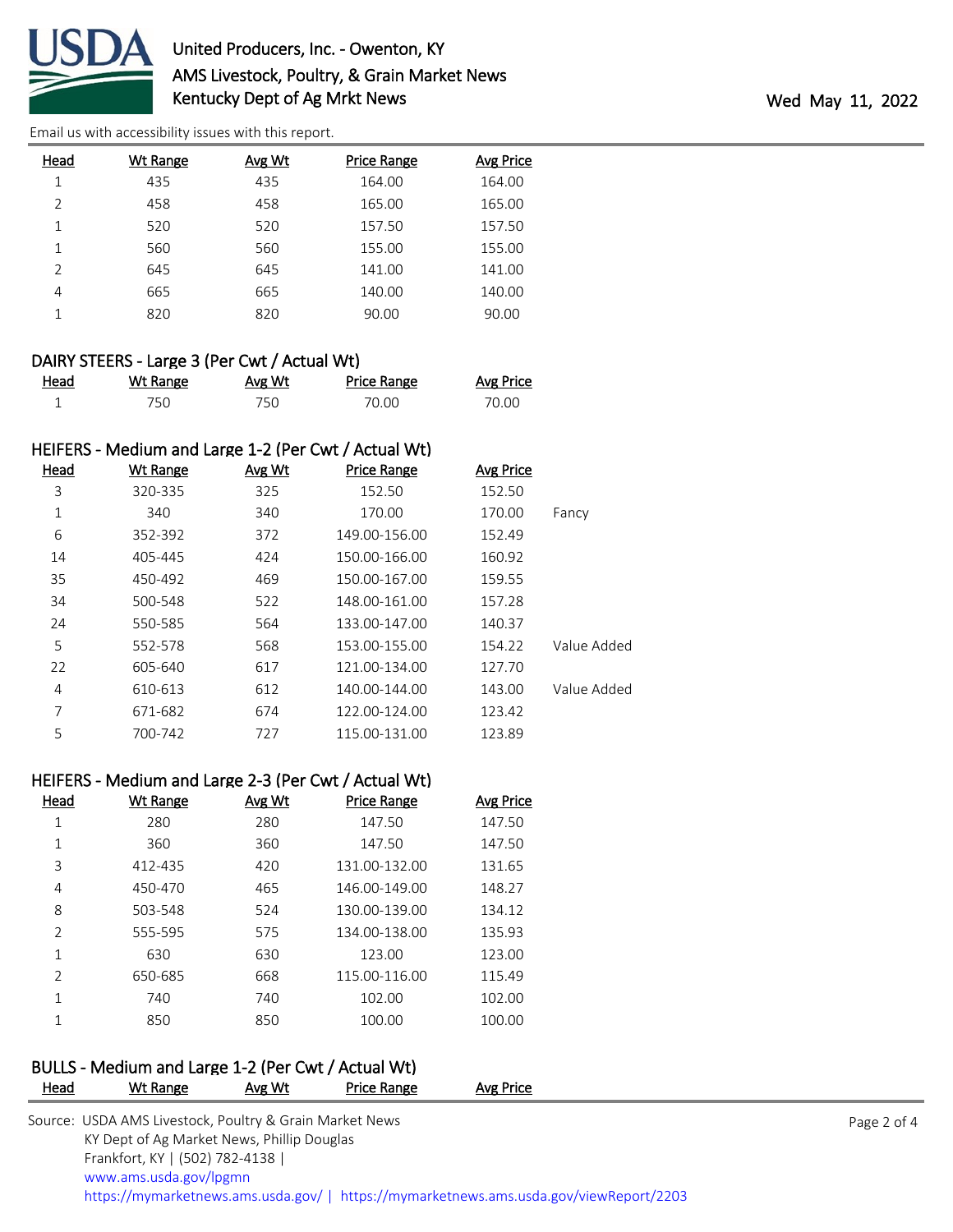Email us with accessibility issues with this report.

| Head | Wt Range | Avg Wt | Price Range | Avg Price | |
|---|---|---|---|---|---|
| 1 | 435 | 435 | 164.00 | 164.00 | |
| 2 | 458 | 458 | 165.00 | 165.00 | |
| 1 | 520 | 520 | 157.50 | 157.50 | |
| 1 | 560 | 560 | 155.00 | 155.00 | |
| 2 | 645 | 645 | 141.00 | 141.00 | |
| 4 | 665 | 665 | 140.00 | 140.00 | |
| 1 | 820 | 820 | 90.00 | 90.00 | |

## DAIRY STEERS - Large 3 (Per Cwt / Actual Wt)

| Head | Wt Range | Avg Wt | Price Range | Avg Price |
|---|---|---|---|---|
| 1 | 750 | 750 | 70.00 | 70.00 |

## HEIFERS - Medium and Large 1-2 (Per Cwt / Actual Wt)

| Head | Wt Range | Avg Wt | Price Range | Avg Price | |
|---|---|---|---|---|---|
| 3 | 320-335 | 325 | 152.50 | 152.50 | |
| 1 | 340 | 340 | 170.00 | 170.00 | Fancy |
| 6 | 352-392 | 372 | 149.00-156.00 | 152.49 | |
| 14 | 405-445 | 424 | 150.00-166.00 | 160.92 | |
| 35 | 450-492 | 469 | 150.00-167.00 | 159.55 | |
| 34 | 500-548 | 522 | 148.00-161.00 | 157.28 | |
| 24 | 550-585 | 564 | 133.00-147.00 | 140.37 | |
| 5 | 552-578 | 568 | 153.00-155.00 | 154.22 | Value Added |
| 22 | 605-640 | 617 | 121.00-134.00 | 127.70 | |
| 4 | 610-613 | 612 | 140.00-144.00 | 143.00 | Value Added |
| 7 | 671-682 | 674 | 122.00-124.00 | 123.42 | |
| 5 | 700-742 | 727 | 115.00-131.00 | 123.89 | |

## HEIFERS - Medium and Large 2-3 (Per Cwt / Actual Wt)

| Head | Wt Range | Avg Wt | Price Range | Avg Price |
|---|---|---|---|---|
| 1 | 280 | 280 | 147.50 | 147.50 |
| 1 | 360 | 360 | 147.50 | 147.50 |
| 3 | 412-435 | 420 | 131.00-132.00 | 131.65 |
| 4 | 450-470 | 465 | 146.00-149.00 | 148.27 |
| 8 | 503-548 | 524 | 130.00-139.00 | 134.12 |
| 2 | 555-595 | 575 | 134.00-138.00 | 135.93 |
| 1 | 630 | 630 | 123.00 | 123.00 |
| 2 | 650-685 | 668 | 115.00-116.00 | 115.49 |
| 1 | 740 | 740 | 102.00 | 102.00 |
| 1 | 850 | 850 | 100.00 | 100.00 |

## BULLS - Medium and Large 1-2 (Per Cwt / Actual Wt)

| Head | Wt Range | Avg Wt | Price Range | Avg Price |
|---|---|---|---|---|

Source: USDA AMS Livestock, Poultry & Grain Market News
KY Dept of Ag Market News, Phillip Douglas
Frankfort, KY | (502) 782-4138 |
www.ams.usda.gov/lpgmn
https://mymarketnews.ams.usda.gov/ | https://mymarketnews.ams.usda.gov/viewReport/2203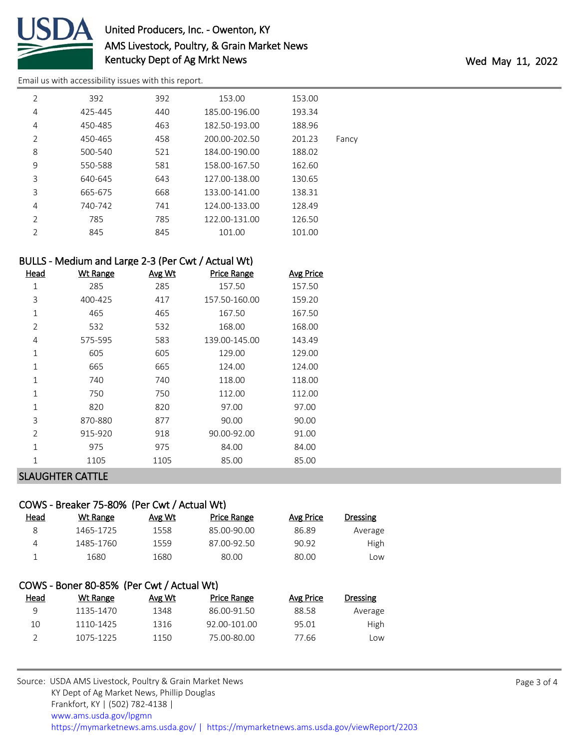| Head | Wt Range | Avg Wt | Price Range | Avg Price | |
|---|---|---|---|---|---|
| 2 | 392 | 392 | 153.00 | 153.00 | |
| 4 | 425-445 | 440 | 185.00-196.00 | 193.34 | |
| 4 | 450-485 | 463 | 182.50-193.00 | 188.96 | |
| 2 | 450-465 | 458 | 200.00-202.50 | 201.23 | Fancy |
| 8 | 500-540 | 521 | 184.00-190.00 | 188.02 | |
| 9 | 550-588 | 581 | 158.00-167.50 | 162.60 | |
| 3 | 640-645 | 643 | 127.00-138.00 | 130.65 | |
| 3 | 665-675 | 668 | 133.00-141.00 | 138.31 | |
| 4 | 740-742 | 741 | 124.00-133.00 | 128.49 | |
| 2 | 785 | 785 | 122.00-131.00 | 126.50 | |
| 2 | 845 | 845 | 101.00 | 101.00 | |

### BULLS - Medium and Large 2-3 (Per Cwt / Actual Wt)

| Head | Wt Range | Avg Wt | Price Range | Avg Price |
|---|---|---|---|---|
| 1 | 285 | 285 | 157.50 | 157.50 |
| 3 | 400-425 | 417 | 157.50-160.00 | 159.20 |
| 1 | 465 | 465 | 167.50 | 167.50 |
| 2 | 532 | 532 | 168.00 | 168.00 |
| 4 | 575-595 | 583 | 139.00-145.00 | 143.49 |
| 1 | 605 | 605 | 129.00 | 129.00 |
| 1 | 665 | 665 | 124.00 | 124.00 |
| 1 | 740 | 740 | 118.00 | 118.00 |
| 1 | 750 | 750 | 112.00 | 112.00 |
| 1 | 820 | 820 | 97.00 | 97.00 |
| 3 | 870-880 | 877 | 90.00 | 90.00 |
| 2 | 915-920 | 918 | 90.00-92.00 | 91.00 |
| 1 | 975 | 975 | 84.00 | 84.00 |
| 1 | 1105 | 1105 | 85.00 | 85.00 |

## SLAUGHTER CATTLE

### COWS - Breaker 75-80% (Per Cwt / Actual Wt)

| Head | Wt Range | Avg Wt | Price Range | Avg Price | Dressing |
|---|---|---|---|---|---|
| 8 | 1465-1725 | 1558 | 85.00-90.00 | 86.89 | Average |
| 4 | 1485-1760 | 1559 | 87.00-92.50 | 90.92 | High |
| 1 | 1680 | 1680 | 80.00 | 80.00 | Low |

### COWS - Boner 80-85% (Per Cwt / Actual Wt)

| Head | Wt Range | Avg Wt | Price Range | Avg Price | Dressing |
|---|---|---|---|---|---|
| 9 | 1135-1470 | 1348 | 86.00-91.50 | 88.58 | Average |
| 10 | 1110-1425 | 1316 | 92.00-101.00 | 95.01 | High |
| 2 | 1075-1225 | 1150 | 75.00-80.00 | 77.66 | Low |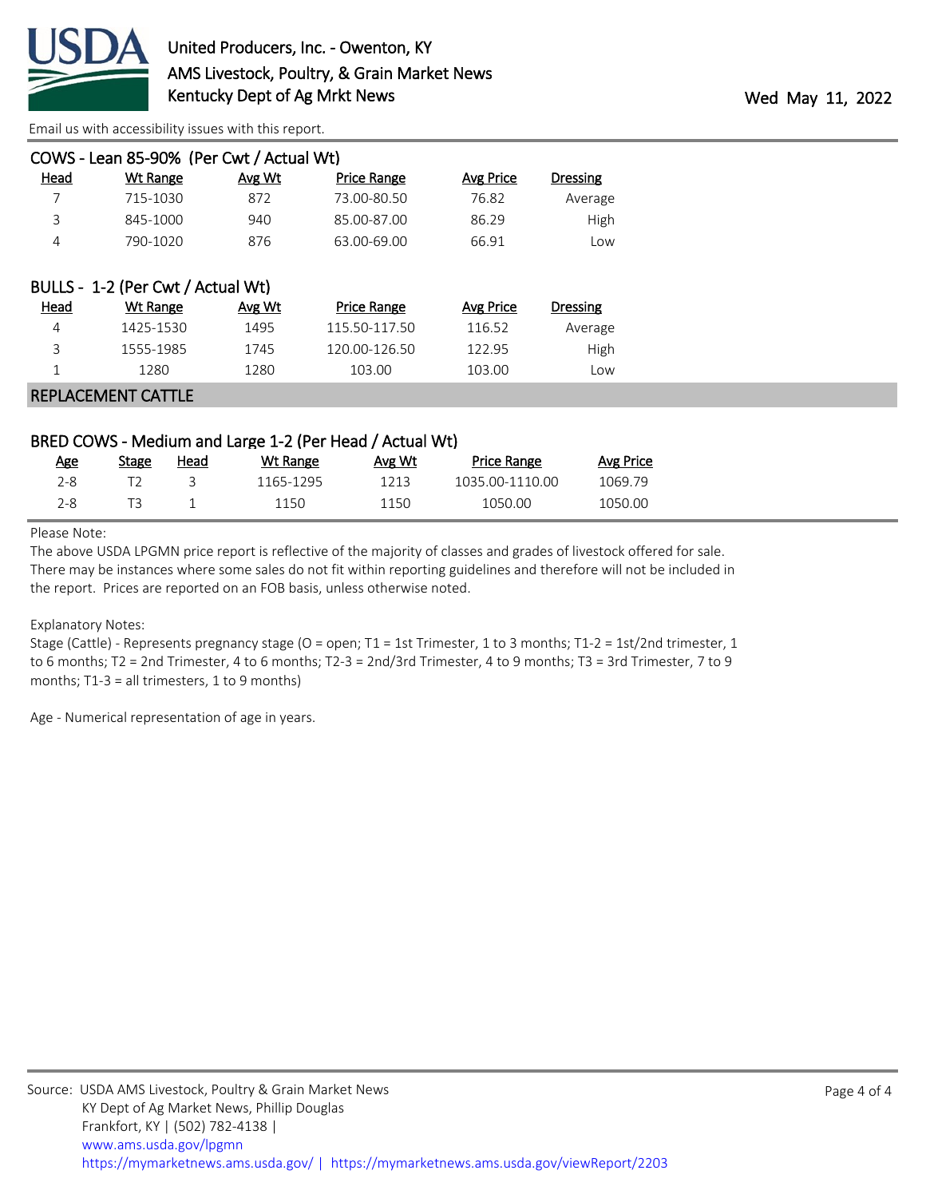United Producers, Inc. - Owenton, KY
AMS Livestock, Poultry, & Grain Market News
Kentucky Dept of Ag Mrkt News

Wed May 11, 2022

Email us with accessibility issues with this report.

### COWS - Lean 85-90% (Per Cwt / Actual Wt)

| Head | Wt Range | Avg Wt | Price Range | Avg Price | Dressing |
|---|---|---|---|---|---|
| 7 | 715-1030 | 872 | 73.00-80.50 | 76.82 | Average |
| 3 | 845-1000 | 940 | 85.00-87.00 | 86.29 | High |
| 4 | 790-1020 | 876 | 63.00-69.00 | 66.91 | Low |

### BULLS - 1-2 (Per Cwt / Actual Wt)

| Head | Wt Range | Avg Wt | Price Range | Avg Price | Dressing |
|---|---|---|---|---|---|
| 4 | 1425-1530 | 1495 | 115.50-117.50 | 116.52 | Average |
| 3 | 1555-1985 | 1745 | 120.00-126.50 | 122.95 | High |
| 1 | 1280 | 1280 | 103.00 | 103.00 | Low |

## REPLACEMENT CATTLE

### BRED COWS - Medium and Large 1-2 (Per Head / Actual Wt)

| Age | Stage | Head | Wt Range | Avg Wt | Price Range | Avg Price |
|---|---|---|---|---|---|---|
| 2-8 | T2 | 3 | 1165-1295 | 1213 | 1035.00-1110.00 | 1069.79 |
| 2-8 | T3 | 1 | 1150 | 1150 | 1050.00 | 1050.00 |

Please Note:
The above USDA LPGMN price report is reflective of the majority of classes and grades of livestock offered for sale. There may be instances where some sales do not fit within reporting guidelines and therefore will not be included in the report. Prices are reported on an FOB basis, unless otherwise noted.

Explanatory Notes:
Stage (Cattle) - Represents pregnancy stage (O = open; T1 = 1st Trimester, 1 to 3 months; T1-2 = 1st/2nd trimester, 1 to 6 months; T2 = 2nd Trimester, 4 to 6 months; T2-3 = 2nd/3rd Trimester, 4 to 9 months; T3 = 3rd Trimester, 7 to 9 months; T1-3 = all trimesters, 1 to 9 months)

Age - Numerical representation of age in years.

Source: USDA AMS Livestock, Poultry & Grain Market News
KY Dept of Ag Market News, Phillip Douglas
Frankfort, KY | (502) 782-4138 |
www.ams.usda.gov/lpgmn
https://mymarketnews.ams.usda.gov/ | https://mymarketnews.ams.usda.gov/viewReport/2203